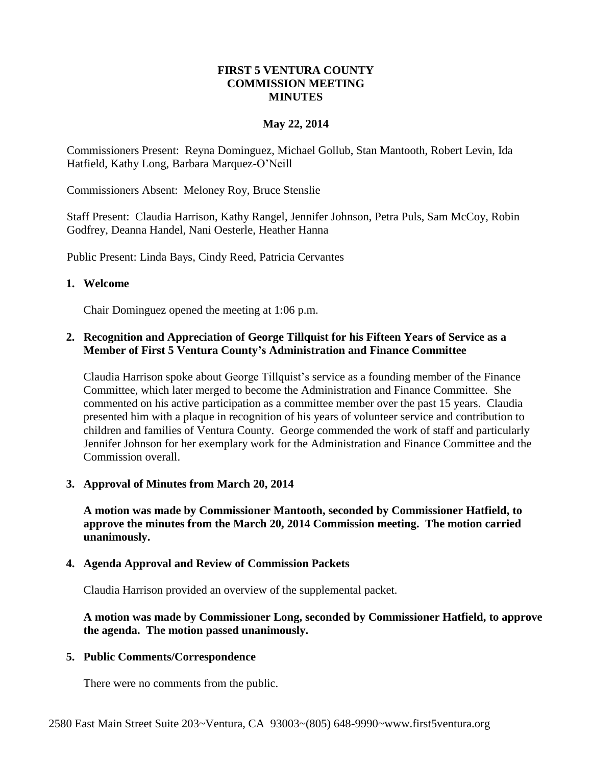# FIRST 5 VENTURA COUNTY
# COMMISSION MEETING
# MINUTES

**May 22, 2014**

Commissioners Present: Reyna Dominguez, Michael Gollub, Stan Mantooth, Robert Levin, Ida Hatfield, Kathy Long, Barbara Marquez-O'Neill

Commissioners Absent: Meloney Roy, Bruce Stenslie

Staff Present: Claudia Harrison, Kathy Rangel, Jennifer Johnson, Petra Puls, Sam McCoy, Robin Godfrey, Deanna Handel, Nani Oesterle, Heather Hanna

Public Present: Linda Bays, Cindy Reed, Patricia Cervantes

## 1. Welcome

Chair Dominguez opened the meeting at 1:06 p.m.

## 2. Recognition and Appreciation of George Tillquist for his Fifteen Years of Service as a Member of First 5 Ventura County's Administration and Finance Committee

Claudia Harrison spoke about George Tillquist's service as a founding member of the Finance Committee, which later merged to become the Administration and Finance Committee. She commented on his active participation as a committee member over the past 15 years. Claudia presented him with a plaque in recognition of his years of volunteer service and contribution to children and families of Ventura County. George commended the work of staff and particularly Jennifer Johnson for her exemplary work for the Administration and Finance Committee and the Commission overall.

## 3. Approval of Minutes from March 20, 2014

**A motion was made by Commissioner Mantooth, seconded by Commissioner Hatfield, to approve the minutes from the March 20, 2014 Commission meeting. The motion carried unanimously.**

## 4. Agenda Approval and Review of Commission Packets

Claudia Harrison provided an overview of the supplemental packet.

**A motion was made by Commissioner Long, seconded by Commissioner Hatfield, to approve the agenda. The motion passed unanimously.**

## 5. Public Comments/Correspondence

There were no comments from the public.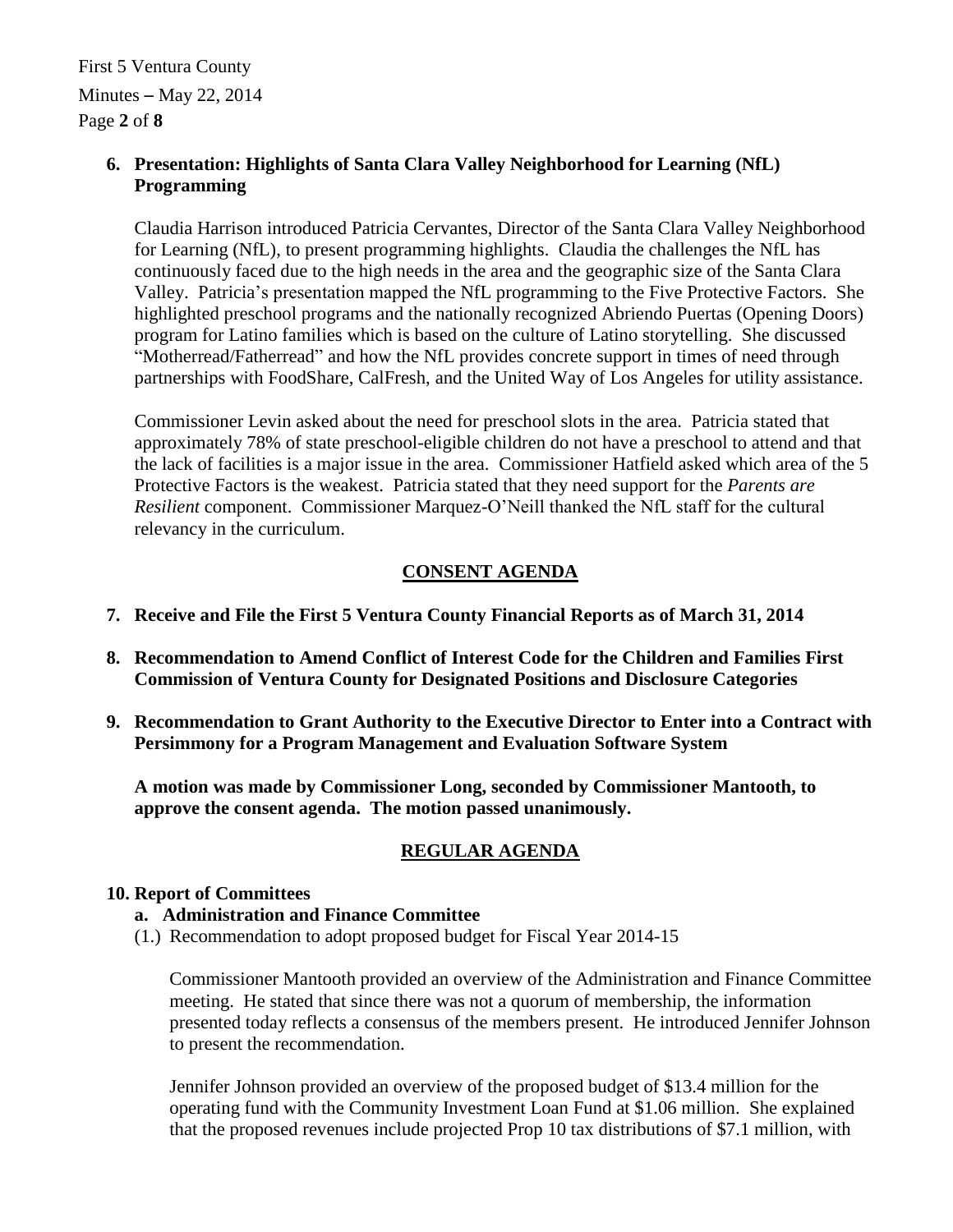**6. Presentation: Highlights of Santa Clara Valley Neighborhood for Learning (NfL) Programming**

Claudia Harrison introduced Patricia Cervantes, Director of the Santa Clara Valley Neighborhood for Learning (NfL), to present programming highlights. Claudia the challenges the NfL has continuously faced due to the high needs in the area and the geographic size of the Santa Clara Valley. Patricia's presentation mapped the NfL programming to the Five Protective Factors. She highlighted preschool programs and the nationally recognized Abriendo Puertas (Opening Doors) program for Latino families which is based on the culture of Latino storytelling. She discussed "Motherread/Fatherread" and how the NfL provides concrete support in times of need through partnerships with FoodShare, CalFresh, and the United Way of Los Angeles for utility assistance.

Commissioner Levin asked about the need for preschool slots in the area. Patricia stated that approximately 78% of state preschool-eligible children do not have a preschool to attend and that the lack of facilities is a major issue in the area. Commissioner Hatfield asked which area of the 5 Protective Factors is the weakest. Patricia stated that they need support for the *Parents are Resilient* component. Commissioner Marquez-O'Neill thanked the NfL staff for the cultural relevancy in the curriculum.

## CONSENT AGENDA

**7. Receive and File the First 5 Ventura County Financial Reports as of March 31, 2014**

**8. Recommendation to Amend Conflict of Interest Code for the Children and Families First Commission of Ventura County for Designated Positions and Disclosure Categories**

**9. Recommendation to Grant Authority to the Executive Director to Enter into a Contract with Persimmony for a Program Management and Evaluation Software System**

**A motion was made by Commissioner Long, seconded by Commissioner Mantooth, to approve the consent agenda. The motion passed unanimously.**

## REGULAR AGENDA

**10. Report of Committees**

**a. Administration and Finance Committee**

(1.) Recommendation to adopt proposed budget for Fiscal Year 2014-15

Commissioner Mantooth provided an overview of the Administration and Finance Committee meeting. He stated that since there was not a quorum of membership, the information presented today reflects a consensus of the members present. He introduced Jennifer Johnson to present the recommendation.

Jennifer Johnson provided an overview of the proposed budget of $13.4 million for the operating fund with the Community Investment Loan Fund at $1.06 million. She explained that the proposed revenues include projected Prop 10 tax distributions of $7.1 million, with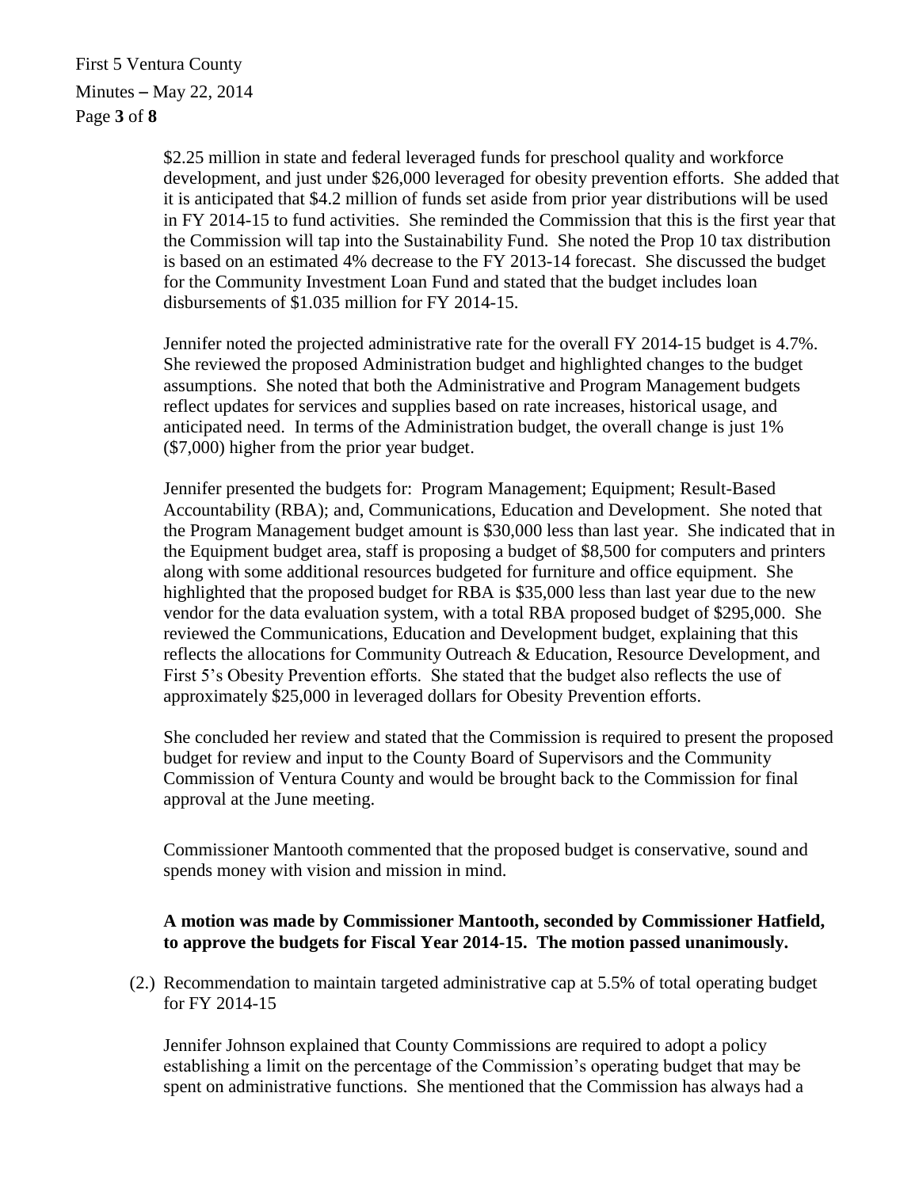$2.25 million in state and federal leveraged funds for preschool quality and workforce development, and just under $26,000 leveraged for obesity prevention efforts. She added that it is anticipated that $4.2 million of funds set aside from prior year distributions will be used in FY 2014-15 to fund activities. She reminded the Commission that this is the first year that the Commission will tap into the Sustainability Fund. She noted the Prop 10 tax distribution is based on an estimated 4% decrease to the FY 2013-14 forecast. She discussed the budget for the Community Investment Loan Fund and stated that the budget includes loan disbursements of $1.035 million for FY 2014-15.

Jennifer noted the projected administrative rate for the overall FY 2014-15 budget is 4.7%. She reviewed the proposed Administration budget and highlighted changes to the budget assumptions. She noted that both the Administrative and Program Management budgets reflect updates for services and supplies based on rate increases, historical usage, and anticipated need. In terms of the Administration budget, the overall change is just 1% ($7,000) higher from the prior year budget.

Jennifer presented the budgets for: Program Management; Equipment; Result-Based Accountability (RBA); and, Communications, Education and Development. She noted that the Program Management budget amount is $30,000 less than last year. She indicated that in the Equipment budget area, staff is proposing a budget of $8,500 for computers and printers along with some additional resources budgeted for furniture and office equipment. She highlighted that the proposed budget for RBA is $35,000 less than last year due to the new vendor for the data evaluation system, with a total RBA proposed budget of $295,000. She reviewed the Communications, Education and Development budget, explaining that this reflects the allocations for Community Outreach & Education, Resource Development, and First 5's Obesity Prevention efforts. She stated that the budget also reflects the use of approximately $25,000 in leveraged dollars for Obesity Prevention efforts.

She concluded her review and stated that the Commission is required to present the proposed budget for review and input to the County Board of Supervisors and the Community Commission of Ventura County and would be brought back to the Commission for final approval at the June meeting.

Commissioner Mantooth commented that the proposed budget is conservative, sound and spends money with vision and mission in mind.

**A motion was made by Commissioner Mantooth, seconded by Commissioner Hatfield, to approve the budgets for Fiscal Year 2014-15. The motion passed unanimously.**

(2.) Recommendation to maintain targeted administrative cap at 5.5% of total operating budget for FY 2014-15

Jennifer Johnson explained that County Commissions are required to adopt a policy establishing a limit on the percentage of the Commission's operating budget that may be spent on administrative functions. She mentioned that the Commission has always had a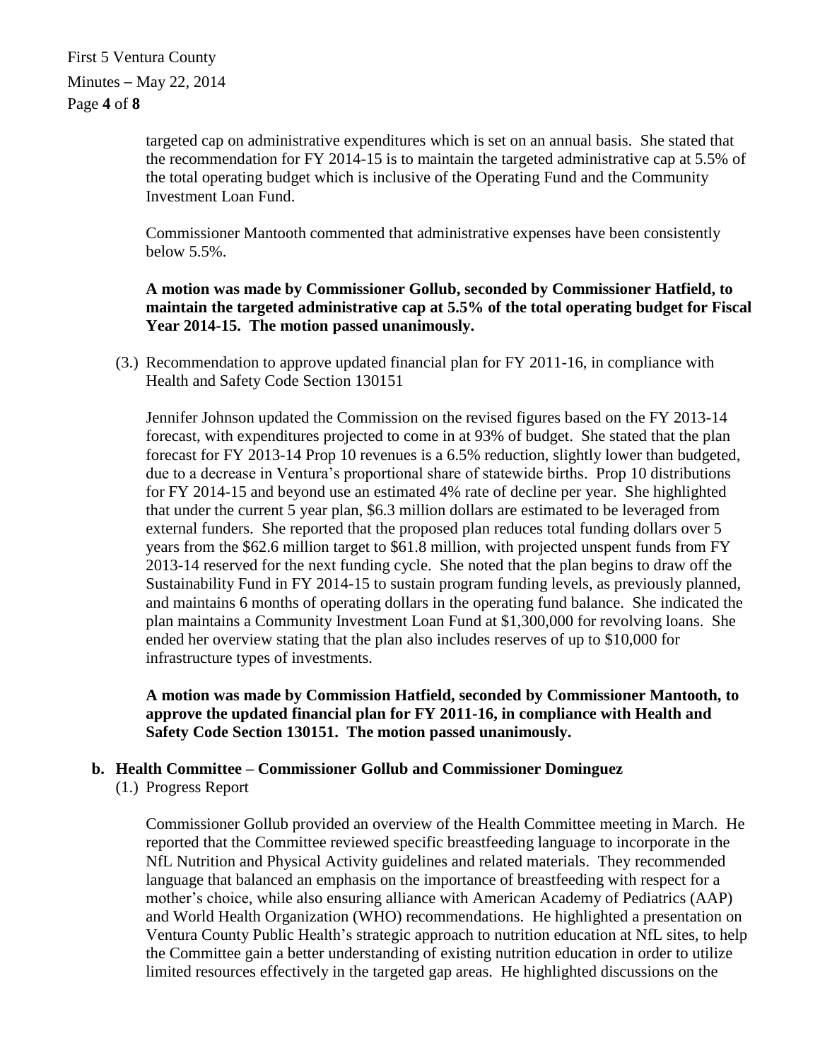targeted cap on administrative expenditures which is set on an annual basis. She stated that the recommendation for FY 2014-15 is to maintain the targeted administrative cap at 5.5% of the total operating budget which is inclusive of the Operating Fund and the Community Investment Loan Fund.

Commissioner Mantooth commented that administrative expenses have been consistently below 5.5%.

**A motion was made by Commissioner Gollub, seconded by Commissioner Hatfield, to maintain the targeted administrative cap at 5.5% of the total operating budget for Fiscal Year 2014-15. The motion passed unanimously.**

(3.) Recommendation to approve updated financial plan for FY 2011-16, in compliance with Health and Safety Code Section 130151

Jennifer Johnson updated the Commission on the revised figures based on the FY 2013-14 forecast, with expenditures projected to come in at 93% of budget. She stated that the plan forecast for FY 2013-14 Prop 10 revenues is a 6.5% reduction, slightly lower than budgeted, due to a decrease in Ventura's proportional share of statewide births. Prop 10 distributions for FY 2014-15 and beyond use an estimated 4% rate of decline per year. She highlighted that under the current 5 year plan, $6.3 million dollars are estimated to be leveraged from external funders. She reported that the proposed plan reduces total funding dollars over 5 years from the $62.6 million target to $61.8 million, with projected unspent funds from FY 2013-14 reserved for the next funding cycle. She noted that the plan begins to draw off the Sustainability Fund in FY 2014-15 to sustain program funding levels, as previously planned, and maintains 6 months of operating dollars in the operating fund balance. She indicated the plan maintains a Community Investment Loan Fund at $1,300,000 for revolving loans. She ended her overview stating that the plan also includes reserves of up to $10,000 for infrastructure types of investments.

**A motion was made by Commission Hatfield, seconded by Commissioner Mantooth, to approve the updated financial plan for FY 2011-16, in compliance with Health and Safety Code Section 130151. The motion passed unanimously.**

**b. Health Committee – Commissioner Gollub and Commissioner Dominguez**

(1.) Progress Report

Commissioner Gollub provided an overview of the Health Committee meeting in March. He reported that the Committee reviewed specific breastfeeding language to incorporate in the NfL Nutrition and Physical Activity guidelines and related materials. They recommended language that balanced an emphasis on the importance of breastfeeding with respect for a mother's choice, while also ensuring alliance with American Academy of Pediatrics (AAP) and World Health Organization (WHO) recommendations. He highlighted a presentation on Ventura County Public Health's strategic approach to nutrition education at NfL sites, to help the Committee gain a better understanding of existing nutrition education in order to utilize limited resources effectively in the targeted gap areas. He highlighted discussions on the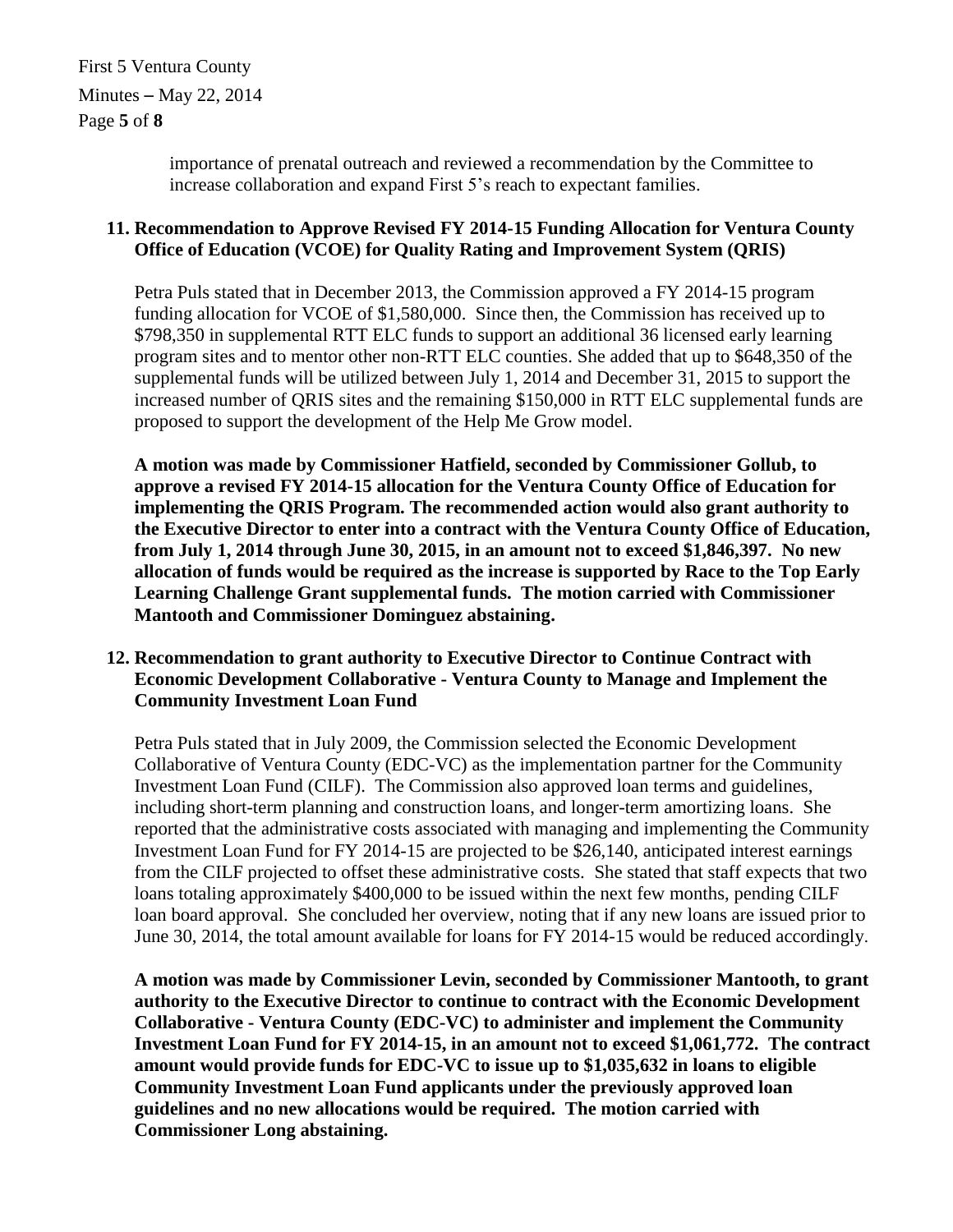importance of prenatal outreach and reviewed a recommendation by the Committee to increase collaboration and expand First 5's reach to expectant families.

**11. Recommendation to Approve Revised FY 2014-15 Funding Allocation for Ventura County Office of Education (VCOE) for Quality Rating and Improvement System (QRIS)**

Petra Puls stated that in December 2013, the Commission approved a FY 2014-15 program funding allocation for VCOE of $1,580,000. Since then, the Commission has received up to $798,350 in supplemental RTT ELC funds to support an additional 36 licensed early learning program sites and to mentor other non-RTT ELC counties. She added that up to $648,350 of the supplemental funds will be utilized between July 1, 2014 and December 31, 2015 to support the increased number of QRIS sites and the remaining $150,000 in RTT ELC supplemental funds are proposed to support the development of the Help Me Grow model.

**A motion was made by Commissioner Hatfield, seconded by Commissioner Gollub, to approve a revised FY 2014-15 allocation for the Ventura County Office of Education for implementing the QRIS Program. The recommended action would also grant authority to the Executive Director to enter into a contract with the Ventura County Office of Education, from July 1, 2014 through June 30, 2015, in an amount not to exceed $1,846,397. No new allocation of funds would be required as the increase is supported by Race to the Top Early Learning Challenge Grant supplemental funds. The motion carried with Commissioner Mantooth and Commissioner Dominguez abstaining.**

**12. Recommendation to grant authority to Executive Director to Continue Contract with Economic Development Collaborative - Ventura County to Manage and Implement the Community Investment Loan Fund**

Petra Puls stated that in July 2009, the Commission selected the Economic Development Collaborative of Ventura County (EDC-VC) as the implementation partner for the Community Investment Loan Fund (CILF). The Commission also approved loan terms and guidelines, including short-term planning and construction loans, and longer-term amortizing loans. She reported that the administrative costs associated with managing and implementing the Community Investment Loan Fund for FY 2014-15 are projected to be $26,140, anticipated interest earnings from the CILF projected to offset these administrative costs. She stated that staff expects that two loans totaling approximately $400,000 to be issued within the next few months, pending CILF loan board approval. She concluded her overview, noting that if any new loans are issued prior to June 30, 2014, the total amount available for loans for FY 2014-15 would be reduced accordingly.

**A motion was made by Commissioner Levin, seconded by Commissioner Mantooth, to grant authority to the Executive Director to continue to contract with the Economic Development Collaborative - Ventura County (EDC-VC) to administer and implement the Community Investment Loan Fund for FY 2014-15, in an amount not to exceed $1,061,772. The contract amount would provide funds for EDC-VC to issue up to $1,035,632 in loans to eligible Community Investment Loan Fund applicants under the previously approved loan guidelines and no new allocations would be required. The motion carried with Commissioner Long abstaining.**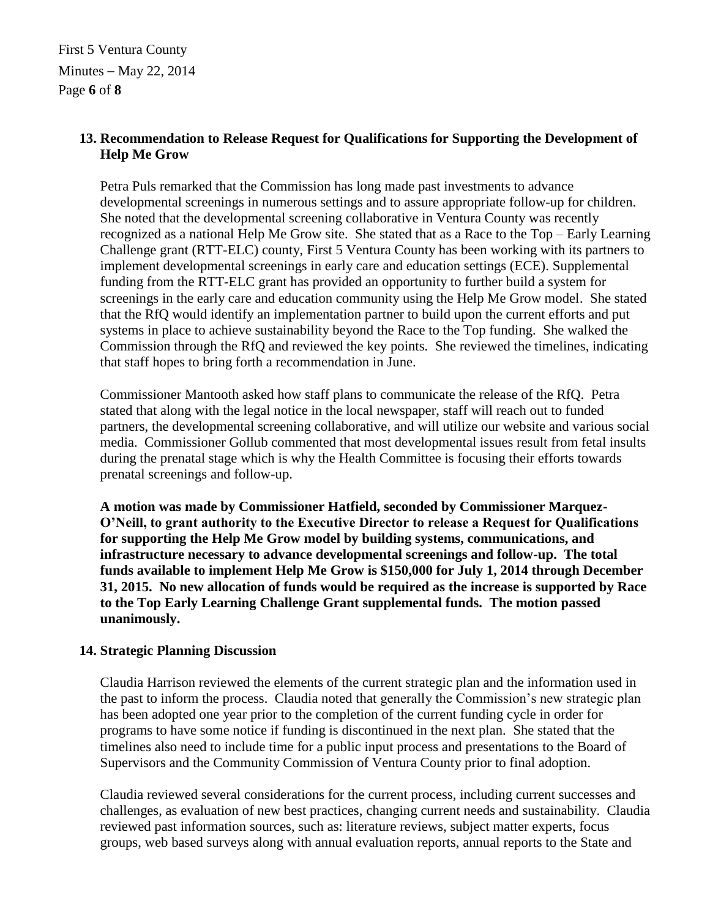**13. Recommendation to Release Request for Qualifications for Supporting the Development of Help Me Grow**

Petra Puls remarked that the Commission has long made past investments to advance developmental screenings in numerous settings and to assure appropriate follow-up for children. She noted that the developmental screening collaborative in Ventura County was recently recognized as a national Help Me Grow site. She stated that as a Race to the Top – Early Learning Challenge grant (RTT-ELC) county, First 5 Ventura County has been working with its partners to implement developmental screenings in early care and education settings (ECE). Supplemental funding from the RTT-ELC grant has provided an opportunity to further build a system for screenings in the early care and education community using the Help Me Grow model. She stated that the RfQ would identify an implementation partner to build upon the current efforts and put systems in place to achieve sustainability beyond the Race to the Top funding. She walked the Commission through the RfQ and reviewed the key points. She reviewed the timelines, indicating that staff hopes to bring forth a recommendation in June.

Commissioner Mantooth asked how staff plans to communicate the release of the RfQ. Petra stated that along with the legal notice in the local newspaper, staff will reach out to funded partners, the developmental screening collaborative, and will utilize our website and various social media. Commissioner Gollub commented that most developmental issues result from fetal insults during the prenatal stage which is why the Health Committee is focusing their efforts towards prenatal screenings and follow-up.

**A motion was made by Commissioner Hatfield, seconded by Commissioner Marquez-O'Neill, to grant authority to the Executive Director to release a Request for Qualifications for supporting the Help Me Grow model by building systems, communications, and infrastructure necessary to advance developmental screenings and follow-up. The total funds available to implement Help Me Grow is $150,000 for July 1, 2014 through December 31, 2015. No new allocation of funds would be required as the increase is supported by Race to the Top Early Learning Challenge Grant supplemental funds. The motion passed unanimously.**

**14. Strategic Planning Discussion**

Claudia Harrison reviewed the elements of the current strategic plan and the information used in the past to inform the process. Claudia noted that generally the Commission's new strategic plan has been adopted one year prior to the completion of the current funding cycle in order for programs to have some notice if funding is discontinued in the next plan. She stated that the timelines also need to include time for a public input process and presentations to the Board of Supervisors and the Community Commission of Ventura County prior to final adoption.

Claudia reviewed several considerations for the current process, including current successes and challenges, as evaluation of new best practices, changing current needs and sustainability. Claudia reviewed past information sources, such as: literature reviews, subject matter experts, focus groups, web based surveys along with annual evaluation reports, annual reports to the State and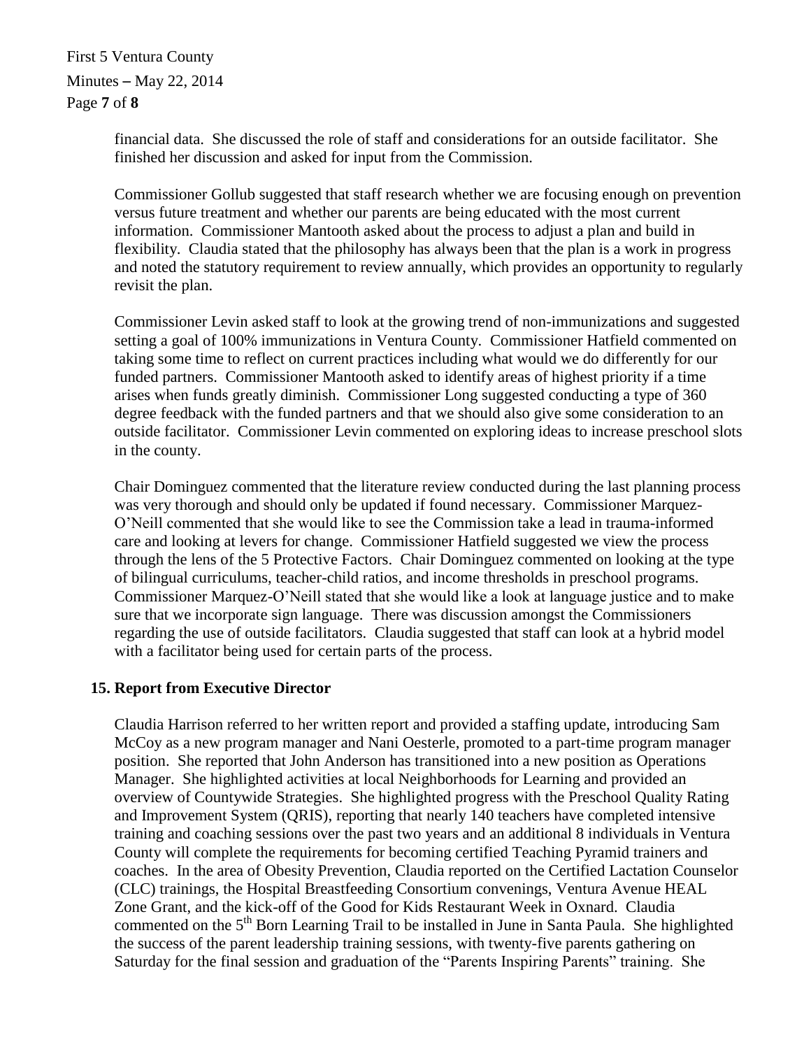financial data. She discussed the role of staff and considerations for an outside facilitator. She finished her discussion and asked for input from the Commission.

Commissioner Gollub suggested that staff research whether we are focusing enough on prevention versus future treatment and whether our parents are being educated with the most current information. Commissioner Mantooth asked about the process to adjust a plan and build in flexibility. Claudia stated that the philosophy has always been that the plan is a work in progress and noted the statutory requirement to review annually, which provides an opportunity to regularly revisit the plan.

Commissioner Levin asked staff to look at the growing trend of non-immunizations and suggested setting a goal of 100% immunizations in Ventura County. Commissioner Hatfield commented on taking some time to reflect on current practices including what would we do differently for our funded partners. Commissioner Mantooth asked to identify areas of highest priority if a time arises when funds greatly diminish. Commissioner Long suggested conducting a type of 360 degree feedback with the funded partners and that we should also give some consideration to an outside facilitator. Commissioner Levin commented on exploring ideas to increase preschool slots in the county.

Chair Dominguez commented that the literature review conducted during the last planning process was very thorough and should only be updated if found necessary. Commissioner Marquez-O'Neill commented that she would like to see the Commission take a lead in trauma-informed care and looking at levers for change. Commissioner Hatfield suggested we view the process through the lens of the 5 Protective Factors. Chair Dominguez commented on looking at the type of bilingual curriculums, teacher-child ratios, and income thresholds in preschool programs. Commissioner Marquez-O'Neill stated that she would like a look at language justice and to make sure that we incorporate sign language. There was discussion amongst the Commissioners regarding the use of outside facilitators. Claudia suggested that staff can look at a hybrid model with a facilitator being used for certain parts of the process.

**15. Report from Executive Director**

Claudia Harrison referred to her written report and provided a staffing update, introducing Sam McCoy as a new program manager and Nani Oesterle, promoted to a part-time program manager position. She reported that John Anderson has transitioned into a new position as Operations Manager. She highlighted activities at local Neighborhoods for Learning and provided an overview of Countywide Strategies. She highlighted progress with the Preschool Quality Rating and Improvement System (QRIS), reporting that nearly 140 teachers have completed intensive training and coaching sessions over the past two years and an additional 8 individuals in Ventura County will complete the requirements for becoming certified Teaching Pyramid trainers and coaches. In the area of Obesity Prevention, Claudia reported on the Certified Lactation Counselor (CLC) trainings, the Hospital Breastfeeding Consortium convenings, Ventura Avenue HEAL Zone Grant, and the kick-off of the Good for Kids Restaurant Week in Oxnard. Claudia commented on the 5th Born Learning Trail to be installed in June in Santa Paula. She highlighted the success of the parent leadership training sessions, with twenty-five parents gathering on Saturday for the final session and graduation of the "Parents Inspiring Parents" training. She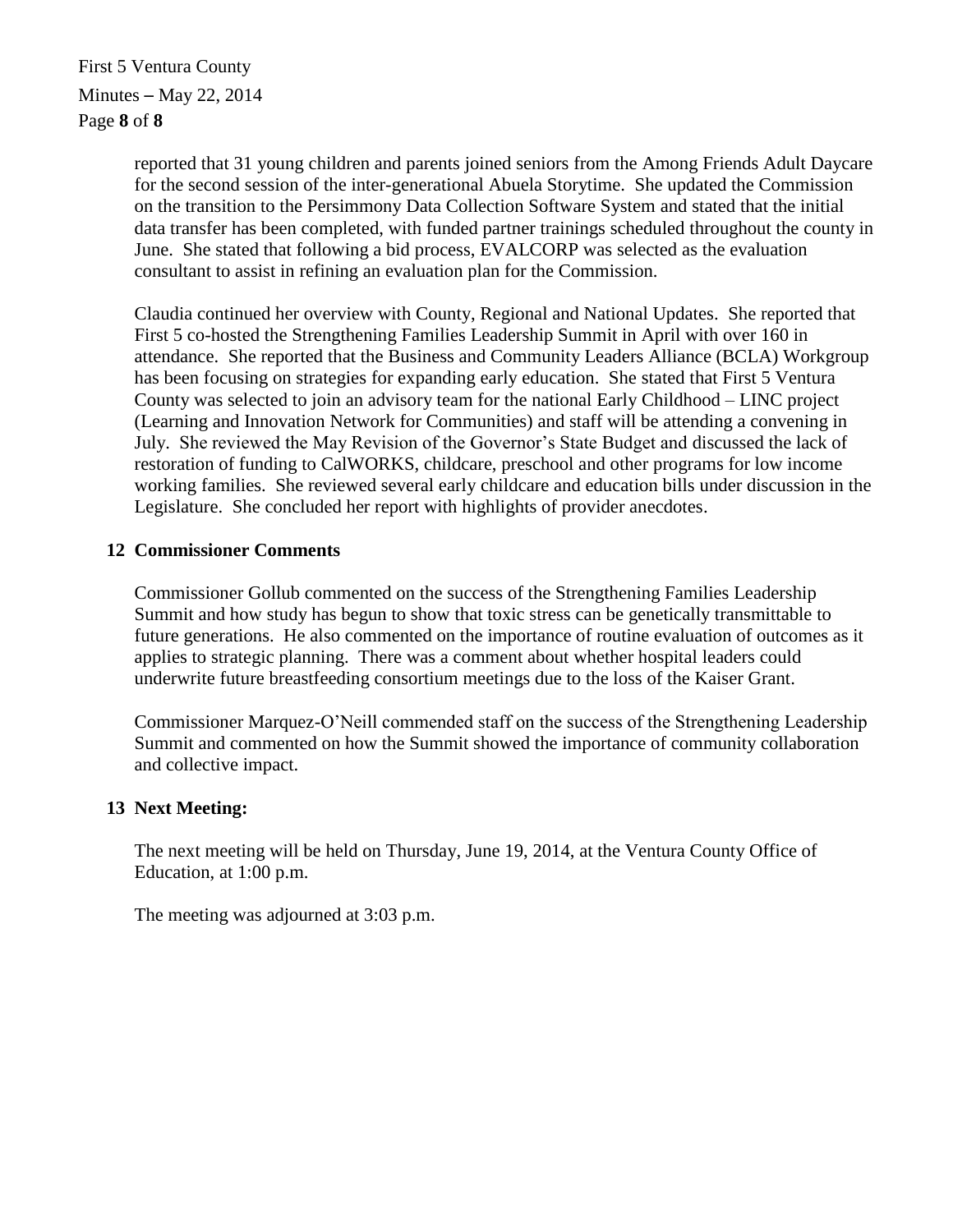reported that 31 young children and parents joined seniors from the Among Friends Adult Daycare for the second session of the inter-generational Abuela Storytime. She updated the Commission on the transition to the Persimmony Data Collection Software System and stated that the initial data transfer has been completed, with funded partner trainings scheduled throughout the county in June. She stated that following a bid process, EVALCORP was selected as the evaluation consultant to assist in refining an evaluation plan for the Commission.

Claudia continued her overview with County, Regional and National Updates. She reported that First 5 co-hosted the Strengthening Families Leadership Summit in April with over 160 in attendance. She reported that the Business and Community Leaders Alliance (BCLA) Workgroup has been focusing on strategies for expanding early education. She stated that First 5 Ventura County was selected to join an advisory team for the national Early Childhood – LINC project (Learning and Innovation Network for Communities) and staff will be attending a convening in July. She reviewed the May Revision of the Governor's State Budget and discussed the lack of restoration of funding to CalWORKS, childcare, preschool and other programs for low income working families. She reviewed several early childcare and education bills under discussion in the Legislature. She concluded her report with highlights of provider anecdotes.

**12 Commissioner Comments**

Commissioner Gollub commented on the success of the Strengthening Families Leadership Summit and how study has begun to show that toxic stress can be genetically transmittable to future generations. He also commented on the importance of routine evaluation of outcomes as it applies to strategic planning. There was a comment about whether hospital leaders could underwrite future breastfeeding consortium meetings due to the loss of the Kaiser Grant.

Commissioner Marquez-O'Neill commended staff on the success of the Strengthening Leadership Summit and commented on how the Summit showed the importance of community collaboration and collective impact.

**13 Next Meeting:**

The next meeting will be held on Thursday, June 19, 2014, at the Ventura County Office of Education, at 1:00 p.m.

The meeting was adjourned at 3:03 p.m.